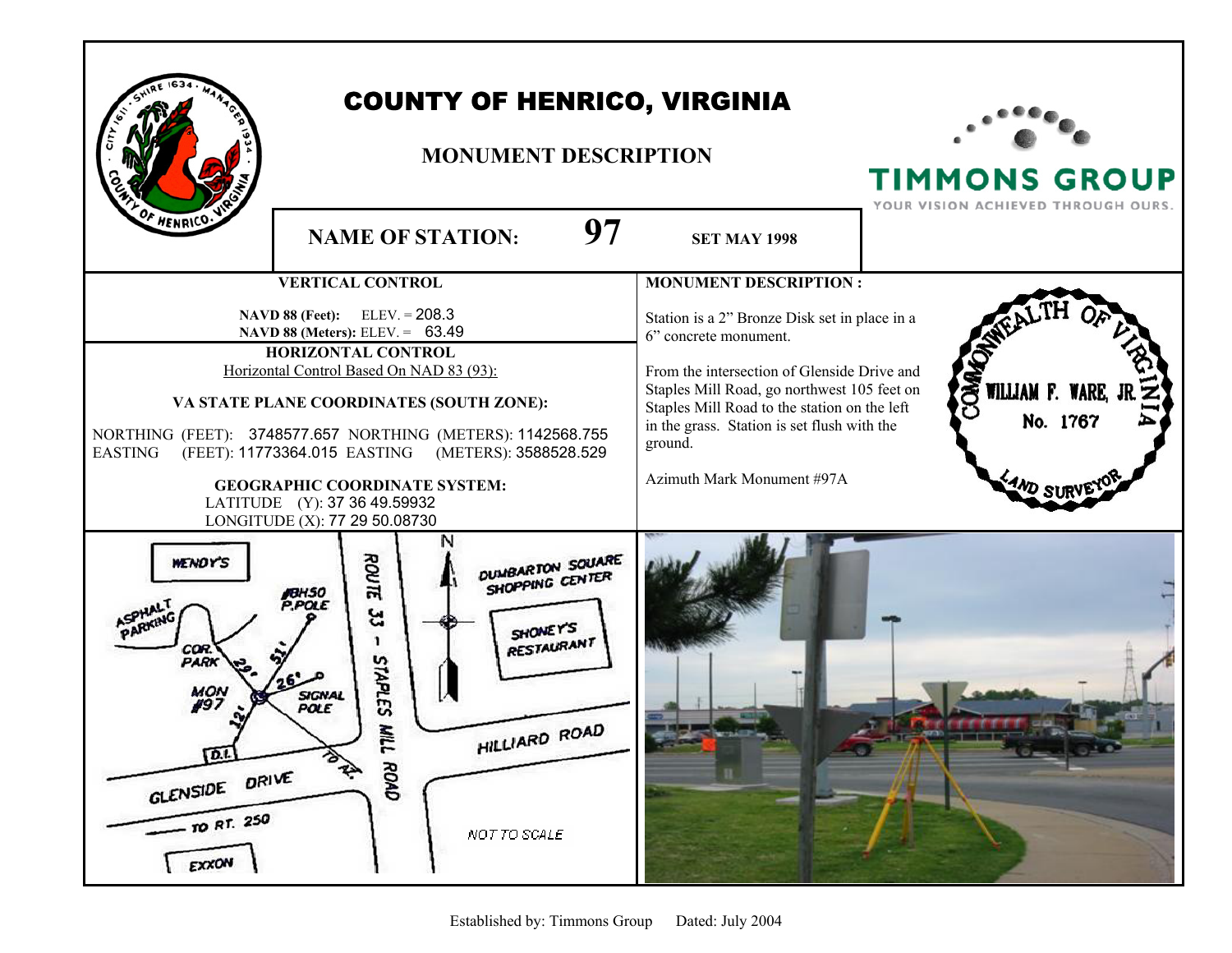# COUNTY OF HENRICO, VIRGINIA

## MONUMENT DESCRIPTION

TIMMONS GROUP
YOUR VISION ACHIEVED THROUGH OURS.

**NAME OF STATION:** **97** **SET MAY 1998**

### VERTICAL CONTROL

**NAVD 88 (Feet):** ELEV. = 208.3
**NAVD 88 (Meters):** ELEV. = 63.49

### HORIZONTAL CONTROL

Horizontal Control Based On NAD 83 (93):

**VA STATE PLANE COORDINATES (SOUTH ZONE):**

NORTHING (FEET): 3748577.657 NORTHING (METERS): 1142568.755
EASTING (FEET): 11773364.015 EASTING (METERS): 3588528.529

**GEOGRAPHIC COORDINATE SYSTEM:**

LATITUDE (Y): 37 36 49.59932
LONGITUDE (X): 77 29 50.08730

### MONUMENT DESCRIPTION :

Station is a 2" Bronze Disk set in place in a 6" concrete monument.

From the intersection of Glenside Drive and Staples Mill Road, go northwest 105 feet on Staples Mill Road to the station on the left in the grass. Station is set flush with the ground.

Azimuth Mark Monument #97A

COMMONWEALTH OF VIRGINIA
WILLIAM F. WARE, JR.
No. 1767
LAND SURVEYOR

WENDY'S
ASPHALT PARKING
#BH50 P.POLE
ROUTE 33 - STAPLES MILL ROAD
N
DUMBARTON SQUARE SHOPPING CENTER
SHONEY'S RESTAURANT
COR. PARK
29'
51'
26'
MON #97
SIGNAL POLE
12'
D.I.
TO AZ.
HILLIARD ROAD
GLENSIDE DRIVE
TO RT. 250
NOT TO SCALE
EXXON

Established by: Timmons Group Dated: July 2004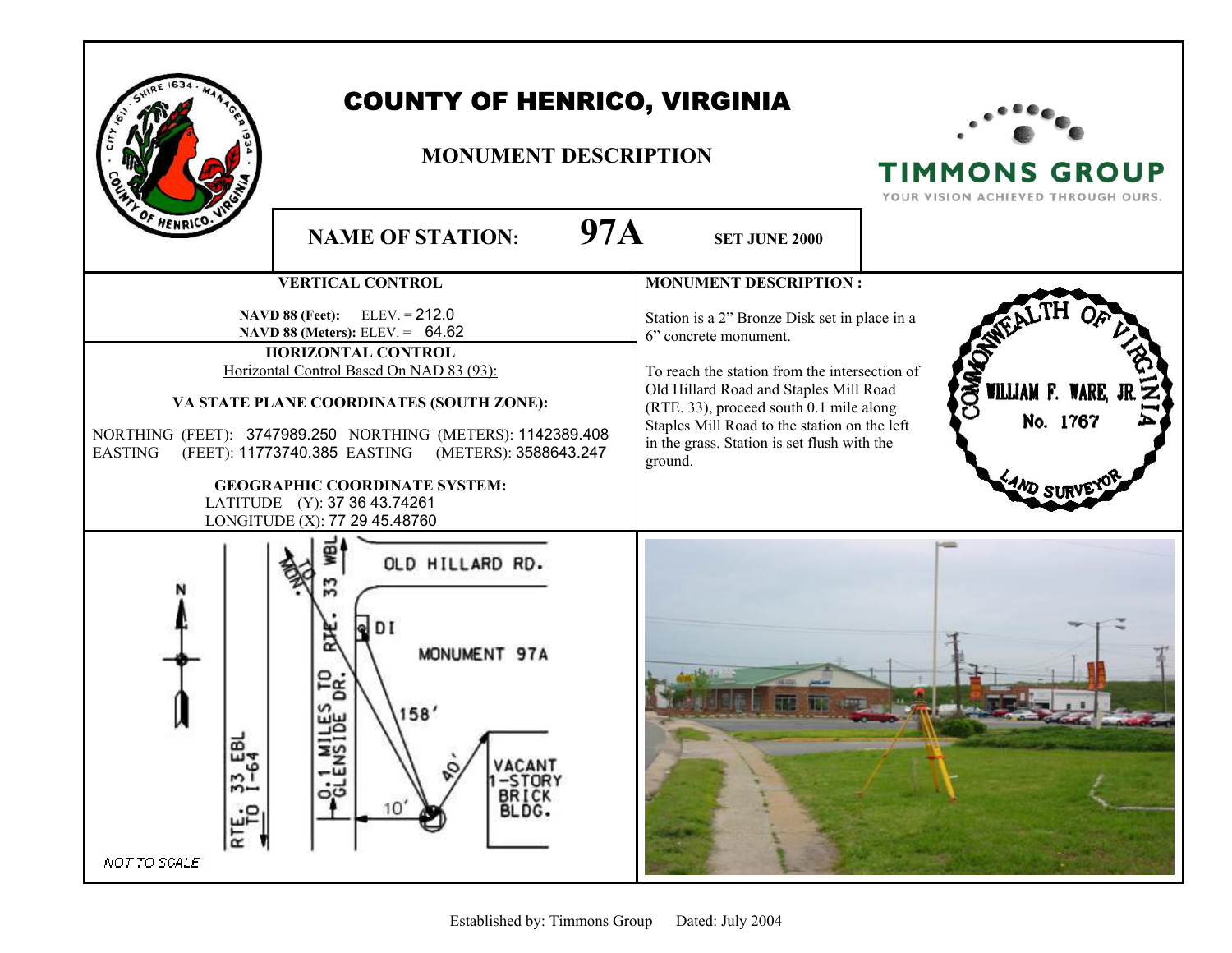# COUNTY OF HENRICO, VIRGINIA

## MONUMENT DESCRIPTION

TIMMONS GROUP
YOUR VISION ACHIEVED THROUGH OURS.

**NAME OF STATION: 97A** **SET JUNE 2000**

**VERTICAL CONTROL**

**NAVD 88 (Feet):** ELEV. = 212.0
**NAVD 88 (Meters):** ELEV. = 64.62

**HORIZONTAL CONTROL**

Horizontal Control Based On NAD 83 (93):

**VA STATE PLANE COORDINATES (SOUTH ZONE):**

NORTHING (FEET): 3747989.250 NORTHING (METERS): 1142389.408
EASTING (FEET): 11773740.385 EASTING (METERS): 3588643.247

**GEOGRAPHIC COORDINATE SYSTEM:**

LATITUDE (Y): 37 36 43.74261
LONGITUDE (X): 77 29 45.48760

**MONUMENT DESCRIPTION :**

Station is a 2" Bronze Disk set in place in a 6" concrete monument.

To reach the station from the intersection of Old Hillard Road and Staples Mill Road (RTE. 33), proceed south 0.1 mile along Staples Mill Road to the station on the left in the grass. Station is set flush with the ground.

COMMONWEALTH OF VIRGINIA
WILLIAM F. WARE, JR.
No. 1767
LAND SURVEYOR

N
RTE. 33 EBL TO I-64
0.1 MILES TO GLENSIDE DR.
RTE. 33 WBL
TO MON.
OLD HILLARD RD.
DI
MONUMENT 97A
158'
40'
10'
VACANT 1-STORY BRICK BLDG.
NOT TO SCALE

Established by: Timmons Group Dated: July 2004